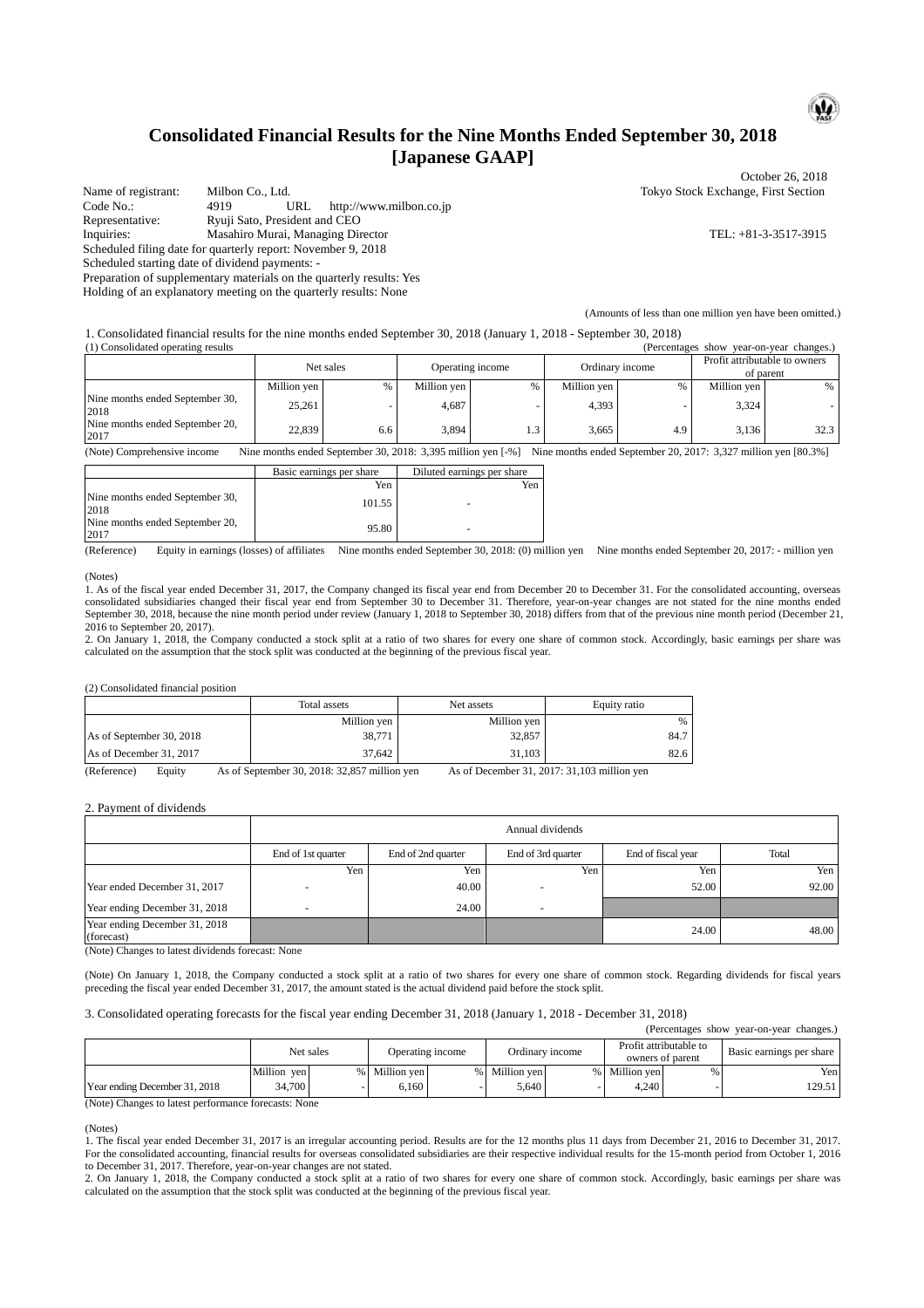# Consolidated Financial Results for the Nine Months Ended September 30, 2018 [Japanese GAAP]

October 26, 2018

Name of registrant: Milbon Co., Ltd. — Tokyo Stock Exchange, First Section
Code No.: 4919 — URL http://www.milbon.co.jp
Representative: Ryuji Sato, President and CEO
Inquiries: Masahiro Murai, Managing Director — TEL: +81-3-3517-3915
Scheduled filing date for quarterly report: November 9, 2018
Scheduled starting date of dividend payments: -
Preparation of supplementary materials on the quarterly results: Yes
Holding of an explanatory meeting on the quarterly results: None

(Amounts of less than one million yen have been omitted.)

1. Consolidated financial results for the nine months ended September 30, 2018 (January 1, 2018 - September 30, 2018)

(1) Consolidated operating results (Percentages show year-on-year changes.)

| | Net sales | | Operating income | | Ordinary income | | Profit attributable to owners of parent | |
|---|---|---|---|---|---|---|---|---|
| | Million yen | % | Million yen | % | Million yen | % | Million yen | % |
| Nine months ended September 30, 2018 | 25,261 | - | 4,687 | - | 4,393 | - | 3,324 | - |
| Nine months ended September 20, 2017 | 22,839 | 6.6 | 3,894 | 1.3 | 3,665 | 4.9 | 3,136 | 32.3 |

(Note) Comprehensive income Nine months ended September 30, 2018: 3,395 million yen [-%] Nine months ended September 20, 2017: 3,327 million yen [80.3%]

| | Basic earnings per share | Diluted earnings per share |
|---|---|---|
| | Yen | Yen |
| Nine months ended September 30, 2018 | 101.55 | - |
| Nine months ended September 20, 2017 | 95.80 | - |

(Reference) Equity in earnings (losses) of affiliates Nine months ended September 30, 2018: (0) million yen Nine months ended September 20, 2017: - million yen

(Notes)
1. As of the fiscal year ended December 31, 2017, the Company changed its fiscal year end from December 20 to December 31. For the consolidated accounting, overseas consolidated subsidiaries changed their fiscal year end from September 30 to December 31. Therefore, year-on-year changes are not stated for the nine months ended September 30, 2018, because the nine month period under review (January 1, 2018 to September 30, 2018) differs from that of the previous nine month period (December 21, 2016 to September 20, 2017).
2. On January 1, 2018, the Company conducted a stock split at a ratio of two shares for every one share of common stock. Accordingly, basic earnings per share was calculated on the assumption that the stock split was conducted at the beginning of the previous fiscal year.

(2) Consolidated financial position

| | Total assets | Net assets | Equity ratio |
|---|---|---|---|
| | Million yen | Million yen | % |
| As of September 30, 2018 | 38,771 | 32,857 | 84.7 |
| As of December 31, 2017 | 37,642 | 31,103 | 82.6 |

(Reference) Equity As of September 30, 2018: 32,857 million yen As of December 31, 2017: 31,103 million yen

2. Payment of dividends

| | Annual dividends | | | | |
|---|---|---|---|---|---|
| | End of 1st quarter | End of 2nd quarter | End of 3rd quarter | End of fiscal year | Total |
| | Yen | Yen | Yen | Yen | Yen |
| Year ended December 31, 2017 | - | 40.00 | - | 52.00 | 92.00 |
| Year ending December 31, 2018 | - | 24.00 | - | | |
| Year ending December 31, 2018 (forecast) | | | | 24.00 | 48.00 |

(Note) Changes to latest dividends forecast: None

(Note) On January 1, 2018, the Company conducted a stock split at a ratio of two shares for every one share of common stock. Regarding dividends for fiscal years preceding the fiscal year ended December 31, 2017, the amount stated is the actual dividend paid before the stock split.

3. Consolidated operating forecasts for the fiscal year ending December 31, 2018 (January 1, 2018 - December 31, 2018)

(Percentages show year-on-year changes.)

| | Net sales | | Operating income | | Ordinary income | | Profit attributable to owners of parent | | Basic earnings per share |
|---|---|---|---|---|---|---|---|---|---|
| | Million yen | % | Million yen | % | Million yen | % | Million yen | % | Yen |
| Year ending December 31, 2018 | 34,700 | - | 6,160 | - | 5,640 | - | 4,240 | - | 129.51 |

(Note) Changes to latest performance forecasts: None

(Notes)
1. The fiscal year ended December 31, 2017 is an irregular accounting period. Results are for the 12 months plus 11 days from December 21, 2016 to December 31, 2017. For the consolidated accounting, financial results for overseas consolidated subsidiaries are their respective individual results for the 15-month period from October 1, 2016 to December 31, 2017. Therefore, year-on-year changes are not stated.
2. On January 1, 2018, the Company conducted a stock split at a ratio of two shares for every one share of common stock. Accordingly, basic earnings per share was calculated on the assumption that the stock split was conducted at the beginning of the previous fiscal year.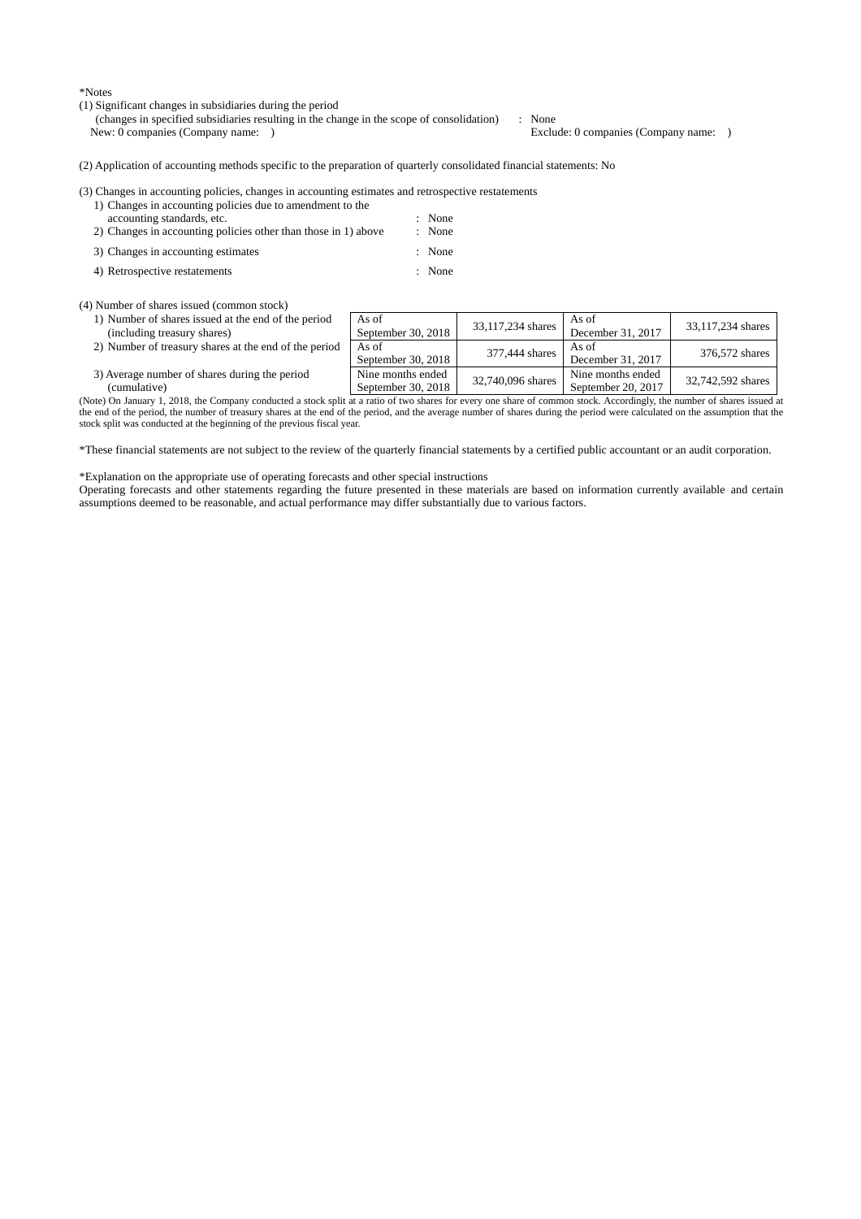*Notes

(1) Significant changes in subsidiaries during the period
(changes in specified subsidiaries resulting in the change in the scope of consolidation) : None
New: 0 companies (Company name: ) Exclude: 0 companies (Company name: )

(2) Application of accounting methods specific to the preparation of quarterly consolidated financial statements: No

(3) Changes in accounting policies, changes in accounting estimates and retrospective restatements

1) Changes in accounting policies due to amendment to the accounting standards, etc. : None
2) Changes in accounting policies other than those in 1) above : None
3) Changes in accounting estimates : None
4) Retrospective restatements : None

(4) Number of shares issued (common stock)

| | | | | |
|---|---|---|---|---|
| 1) Number of shares issued at the end of the period (including treasury shares) | As of September 30, 2018 | 33,117,234 shares | As of December 31, 2017 | 33,117,234 shares |
| 2) Number of treasury shares at the end of the period | As of September 30, 2018 | 377,444 shares | As of December 31, 2017 | 376,572 shares |
| 3) Average number of shares during the period (cumulative) | Nine months ended September 30, 2018 | 32,740,096 shares | Nine months ended September 20, 2017 | 32,742,592 shares |

(Note) On January 1, 2018, the Company conducted a stock split at a ratio of two shares for every one share of common stock. Accordingly, the number of shares issued at the end of the period, the number of treasury shares at the end of the period, and the average number of shares during the period were calculated on the assumption that the stock split was conducted at the beginning of the previous fiscal year.

*These financial statements are not subject to the review of the quarterly financial statements by a certified public accountant or an audit corporation.

*Explanation on the appropriate use of operating forecasts and other special instructions

Operating forecasts and other statements regarding the future presented in these materials are based on information currently available and certain assumptions deemed to be reasonable, and actual performance may differ substantially due to various factors.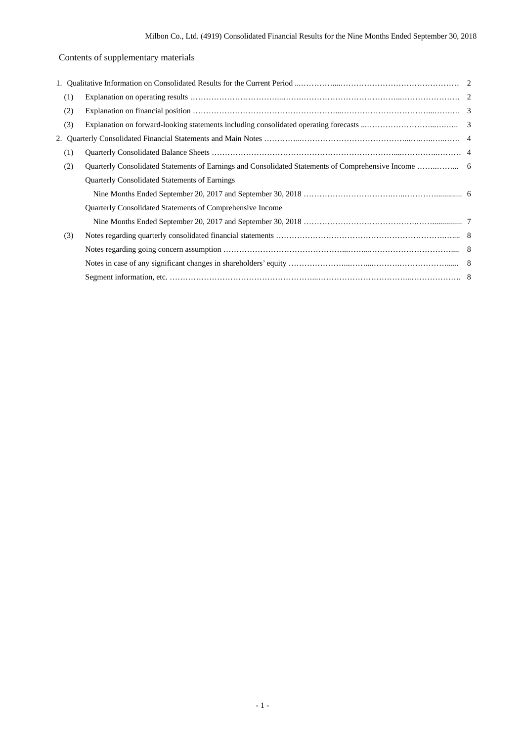Contents of supplementary materials

| | | |
|---|---|---|
| 1. Qualitative Information on Consolidated Results for the Current Period | | 2 |
| (1) | Explanation on operating results | 2 |
| (2) | Explanation on financial position | 3 |
| (3) | Explanation on forward-looking statements including consolidated operating forecasts | 3 |
| 2. Quarterly Consolidated Financial Statements and Main Notes | | 4 |
| (1) | Quarterly Consolidated Balance Sheets | 4 |
| (2) | Quarterly Consolidated Statements of Earnings and Consolidated Statements of Comprehensive Income | 6 |
| | Quarterly Consolidated Statements of Earnings | |
| | Nine Months Ended September 20, 2017 and September 30, 2018 | 6 |
| | Quarterly Consolidated Statements of Comprehensive Income | |
| | Nine Months Ended September 20, 2017 and September 30, 2018 | 7 |
| (3) | Notes regarding quarterly consolidated financial statements | 8 |
| | Notes regarding going concern assumption | 8 |
| | Notes in case of any significant changes in shareholders' equity | 8 |
| | Segment information, etc. | 8 |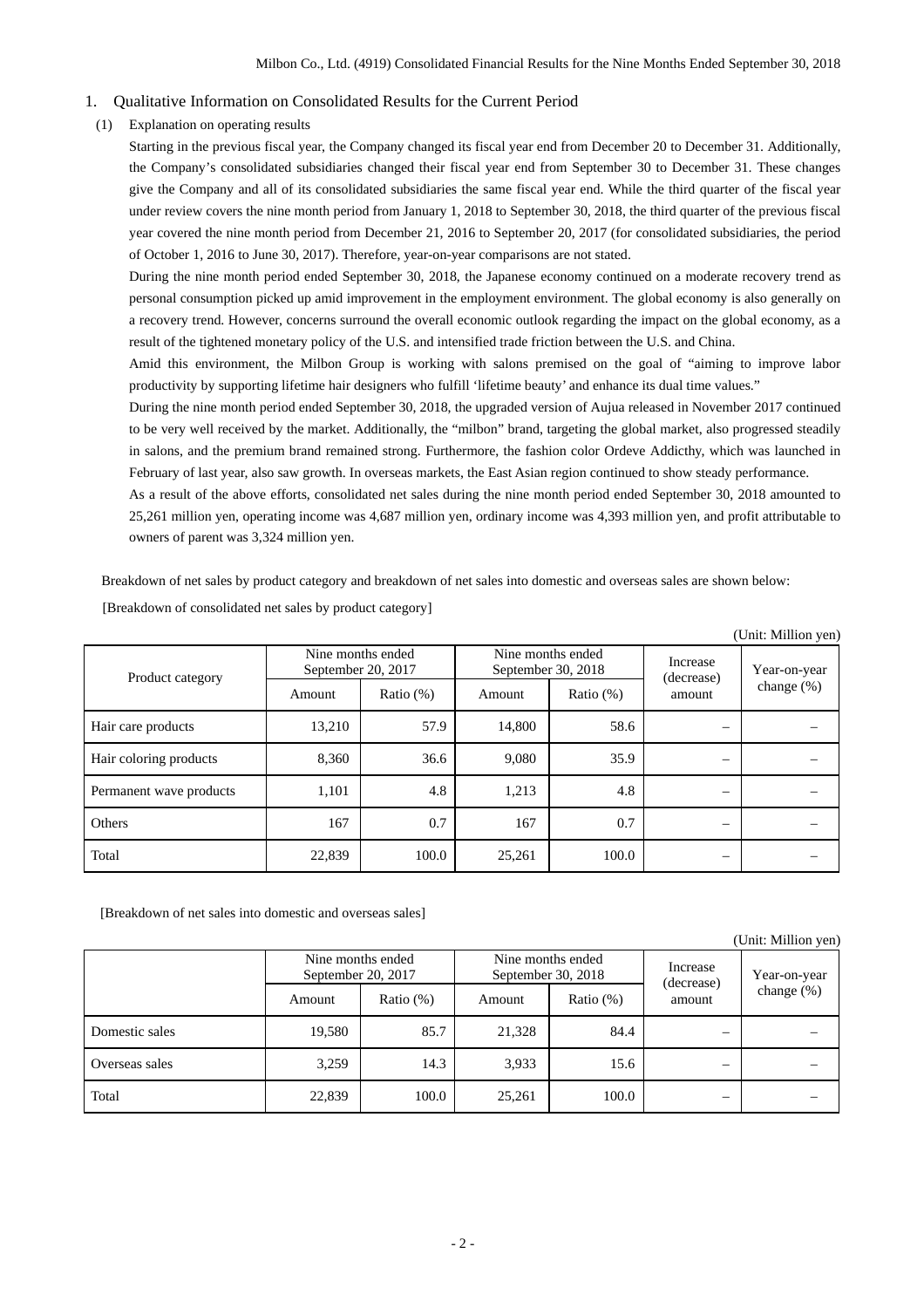## 1. Qualitative Information on Consolidated Results for the Current Period

### (1) Explanation on operating results

Starting in the previous fiscal year, the Company changed its fiscal year end from December 20 to December 31. Additionally, the Company's consolidated subsidiaries changed their fiscal year end from September 30 to December 31. These changes give the Company and all of its consolidated subsidiaries the same fiscal year end. While the third quarter of the fiscal year under review covers the nine month period from January 1, 2018 to September 30, 2018, the third quarter of the previous fiscal year covered the nine month period from December 21, 2016 to September 20, 2017 (for consolidated subsidiaries, the period of October 1, 2016 to June 30, 2017). Therefore, year-on-year comparisons are not stated.

During the nine month period ended September 30, 2018, the Japanese economy continued on a moderate recovery trend as personal consumption picked up amid improvement in the employment environment. The global economy is also generally on a recovery trend. However, concerns surround the overall economic outlook regarding the impact on the global economy, as a result of the tightened monetary policy of the U.S. and intensified trade friction between the U.S. and China.

Amid this environment, the Milbon Group is working with salons premised on the goal of "aiming to improve labor productivity by supporting lifetime hair designers who fulfill 'lifetime beauty' and enhance its dual time values."

During the nine month period ended September 30, 2018, the upgraded version of Aujua released in November 2017 continued to be very well received by the market. Additionally, the "milbon" brand, targeting the global market, also progressed steadily in salons, and the premium brand remained strong. Furthermore, the fashion color Ordeve Addicthy, which was launched in February of last year, also saw growth. In overseas markets, the East Asian region continued to show steady performance.

As a result of the above efforts, consolidated net sales during the nine month period ended September 30, 2018 amounted to 25,261 million yen, operating income was 4,687 million yen, ordinary income was 4,393 million yen, and profit attributable to owners of parent was 3,324 million yen.

Breakdown of net sales by product category and breakdown of net sales into domestic and overseas sales are shown below:

[Breakdown of consolidated net sales by product category]

(Unit: Million yen)

| Product category | Nine months ended September 20, 2017 | | Nine months ended September 30, 2018 | | Increase (decrease) amount | Year-on-year change (%) |
|---|---|---|---|---|---|---|
| | Amount | Ratio (%) | Amount | Ratio (%) | | |
| Hair care products | 13,210 | 57.9 | 14,800 | 58.6 | – | – |
| Hair coloring products | 8,360 | 36.6 | 9,080 | 35.9 | – | – |
| Permanent wave products | 1,101 | 4.8 | 1,213 | 4.8 | – | – |
| Others | 167 | 0.7 | 167 | 0.7 | – | – |
| Total | 22,839 | 100.0 | 25,261 | 100.0 | – | – |

[Breakdown of net sales into domestic and overseas sales]

(Unit: Million yen)

| | Nine months ended September 20, 2017 | | Nine months ended September 30, 2018 | | Increase (decrease) amount | Year-on-year change (%) |
|---|---|---|---|---|---|---|
| | Amount | Ratio (%) | Amount | Ratio (%) | | |
| Domestic sales | 19,580 | 85.7 | 21,328 | 84.4 | – | – |
| Overseas sales | 3,259 | 14.3 | 3,933 | 15.6 | – | – |
| Total | 22,839 | 100.0 | 25,261 | 100.0 | – | – |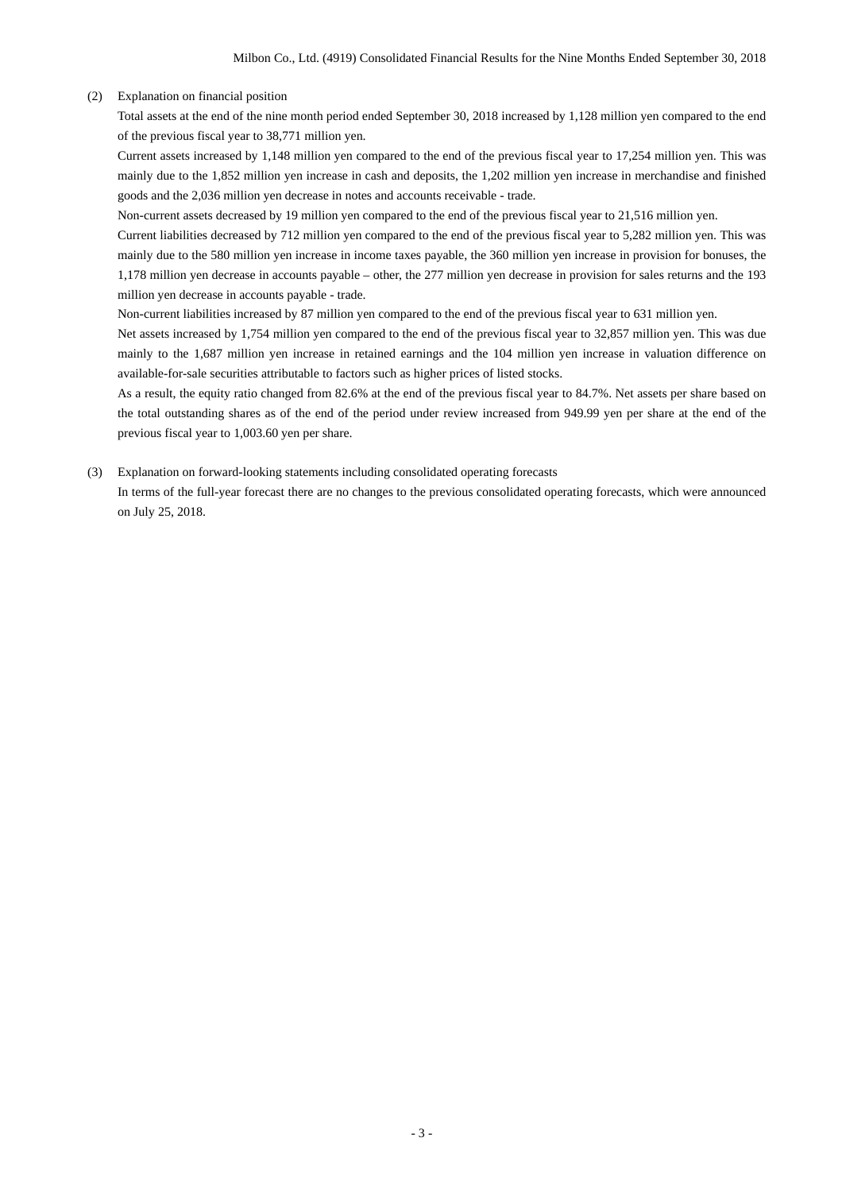(2) Explanation on financial position

Total assets at the end of the nine month period ended September 30, 2018 increased by 1,128 million yen compared to the end of the previous fiscal year to 38,771 million yen.

Current assets increased by 1,148 million yen compared to the end of the previous fiscal year to 17,254 million yen. This was mainly due to the 1,852 million yen increase in cash and deposits, the 1,202 million yen increase in merchandise and finished goods and the 2,036 million yen decrease in notes and accounts receivable - trade.

Non-current assets decreased by 19 million yen compared to the end of the previous fiscal year to 21,516 million yen.

Current liabilities decreased by 712 million yen compared to the end of the previous fiscal year to 5,282 million yen. This was mainly due to the 580 million yen increase in income taxes payable, the 360 million yen increase in provision for bonuses, the 1,178 million yen decrease in accounts payable – other, the 277 million yen decrease in provision for sales returns and the 193 million yen decrease in accounts payable - trade.

Non-current liabilities increased by 87 million yen compared to the end of the previous fiscal year to 631 million yen.

Net assets increased by 1,754 million yen compared to the end of the previous fiscal year to 32,857 million yen. This was due mainly to the 1,687 million yen increase in retained earnings and the 104 million yen increase in valuation difference on available-for-sale securities attributable to factors such as higher prices of listed stocks.

As a result, the equity ratio changed from 82.6% at the end of the previous fiscal year to 84.7%. Net assets per share based on the total outstanding shares as of the end of the period under review increased from 949.99 yen per share at the end of the previous fiscal year to 1,003.60 yen per share.

(3) Explanation on forward-looking statements including consolidated operating forecasts

In terms of the full-year forecast there are no changes to the previous consolidated operating forecasts, which were announced on July 25, 2018.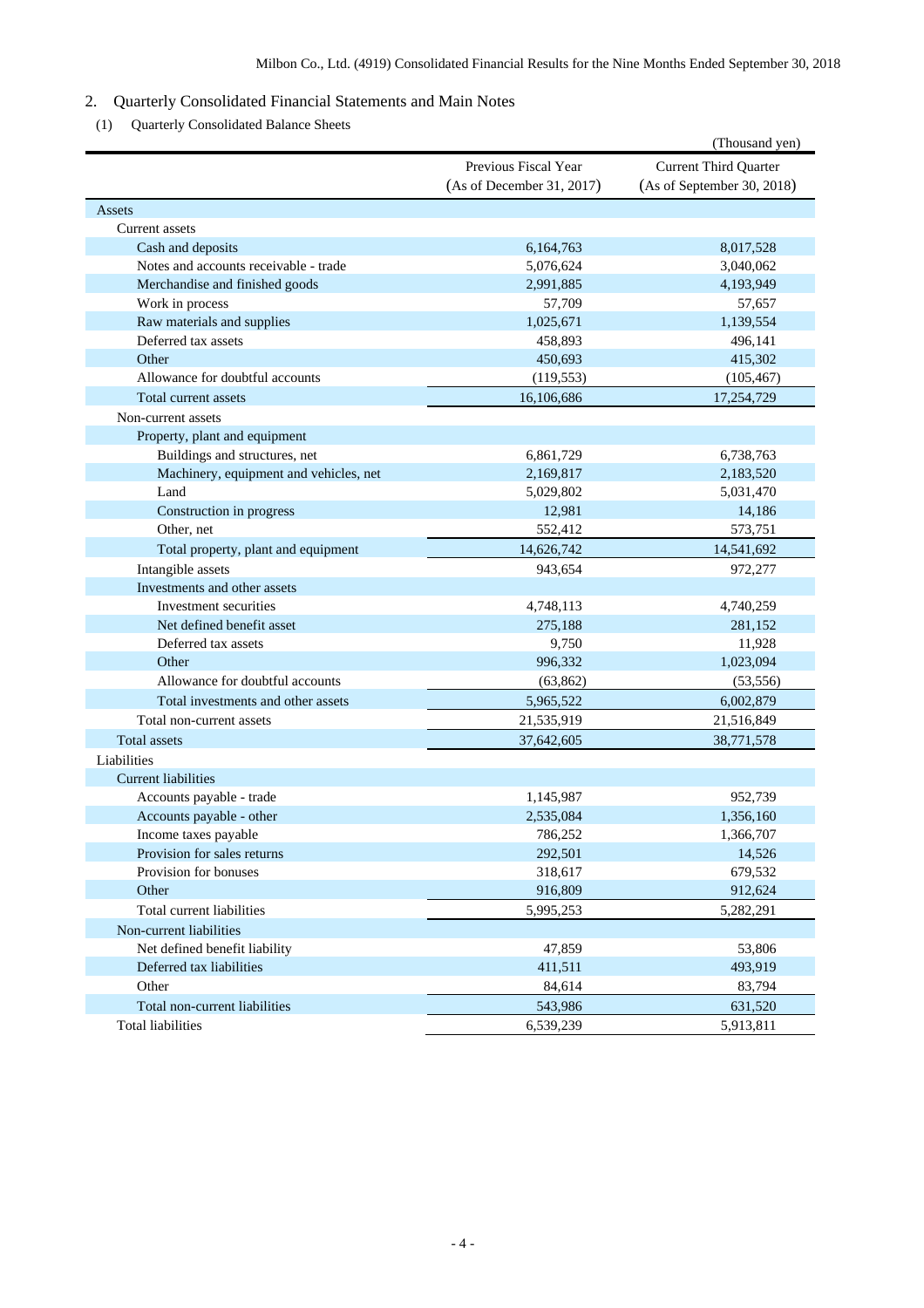## 2. Quarterly Consolidated Financial Statements and Main Notes

### (1) Quarterly Consolidated Balance Sheets

(Thousand yen)

| | Previous Fiscal Year (As of December 31, 2017) | Current Third Quarter (As of September 30, 2018) |
|---|---|---|
| Assets | | |
| Current assets | | |
| Cash and deposits | 6,164,763 | 8,017,528 |
| Notes and accounts receivable - trade | 5,076,624 | 3,040,062 |
| Merchandise and finished goods | 2,991,885 | 4,193,949 |
| Work in process | 57,709 | 57,657 |
| Raw materials and supplies | 1,025,671 | 1,139,554 |
| Deferred tax assets | 458,893 | 496,141 |
| Other | 450,693 | 415,302 |
| Allowance for doubtful accounts | (119,553) | (105,467) |
| Total current assets | 16,106,686 | 17,254,729 |
| Non-current assets | | |
| Property, plant and equipment | | |
| Buildings and structures, net | 6,861,729 | 6,738,763 |
| Machinery, equipment and vehicles, net | 2,169,817 | 2,183,520 |
| Land | 5,029,802 | 5,031,470 |
| Construction in progress | 12,981 | 14,186 |
| Other, net | 552,412 | 573,751 |
| Total property, plant and equipment | 14,626,742 | 14,541,692 |
| Intangible assets | 943,654 | 972,277 |
| Investments and other assets | | |
| Investment securities | 4,748,113 | 4,740,259 |
| Net defined benefit asset | 275,188 | 281,152 |
| Deferred tax assets | 9,750 | 11,928 |
| Other | 996,332 | 1,023,094 |
| Allowance for doubtful accounts | (63,862) | (53,556) |
| Total investments and other assets | 5,965,522 | 6,002,879 |
| Total non-current assets | 21,535,919 | 21,516,849 |
| Total assets | 37,642,605 | 38,771,578 |
| Liabilities | | |
| Current liabilities | | |
| Accounts payable - trade | 1,145,987 | 952,739 |
| Accounts payable - other | 2,535,084 | 1,356,160 |
| Income taxes payable | 786,252 | 1,366,707 |
| Provision for sales returns | 292,501 | 14,526 |
| Provision for bonuses | 318,617 | 679,532 |
| Other | 916,809 | 912,624 |
| Total current liabilities | 5,995,253 | 5,282,291 |
| Non-current liabilities | | |
| Net defined benefit liability | 47,859 | 53,806 |
| Deferred tax liabilities | 411,511 | 493,919 |
| Other | 84,614 | 83,794 |
| Total non-current liabilities | 543,986 | 631,520 |
| Total liabilities | 6,539,239 | 5,913,811 |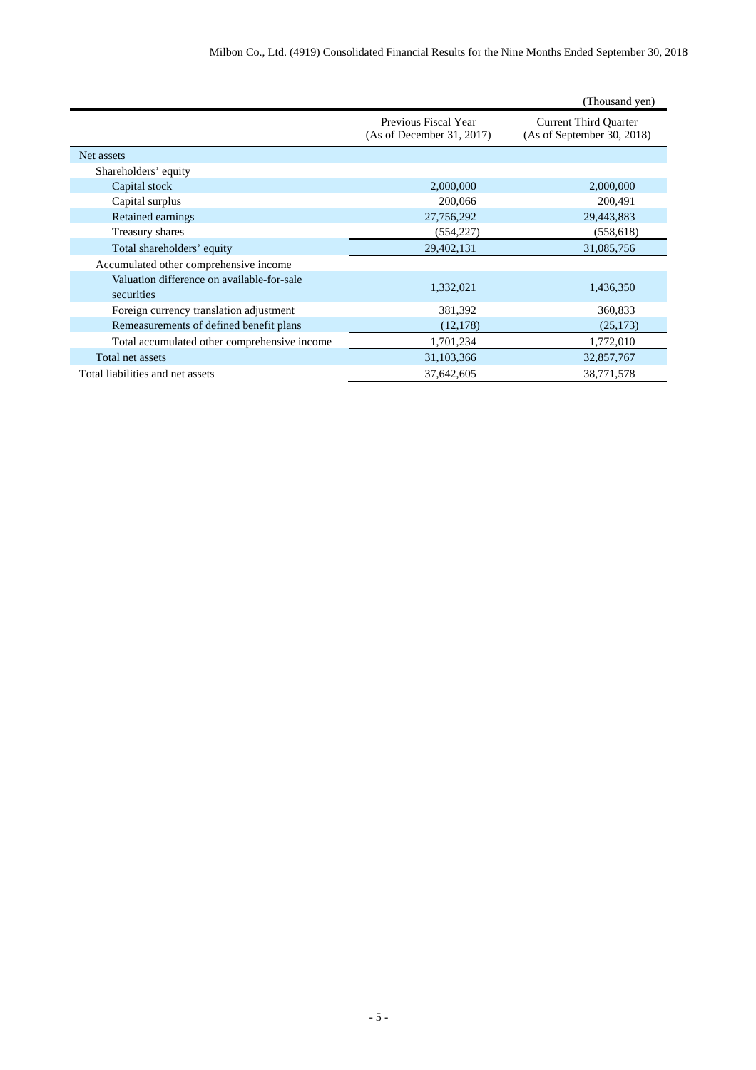(Thousand yen)

| | Previous Fiscal Year (As of December 31, 2017) | Current Third Quarter (As of September 30, 2018) |
|---|---|---|
| Net assets | | |
| Shareholders' equity | | |
| Capital stock | 2,000,000 | 2,000,000 |
| Capital surplus | 200,066 | 200,491 |
| Retained earnings | 27,756,292 | 29,443,883 |
| Treasury shares | (554,227) | (558,618) |
| Total shareholders' equity | 29,402,131 | 31,085,756 |
| Accumulated other comprehensive income | | |
| Valuation difference on available-for-sale securities | 1,332,021 | 1,436,350 |
| Foreign currency translation adjustment | 381,392 | 360,833 |
| Remeasurements of defined benefit plans | (12,178) | (25,173) |
| Total accumulated other comprehensive income | 1,701,234 | 1,772,010 |
| Total net assets | 31,103,366 | 32,857,767 |
| Total liabilities and net assets | 37,642,605 | 38,771,578 |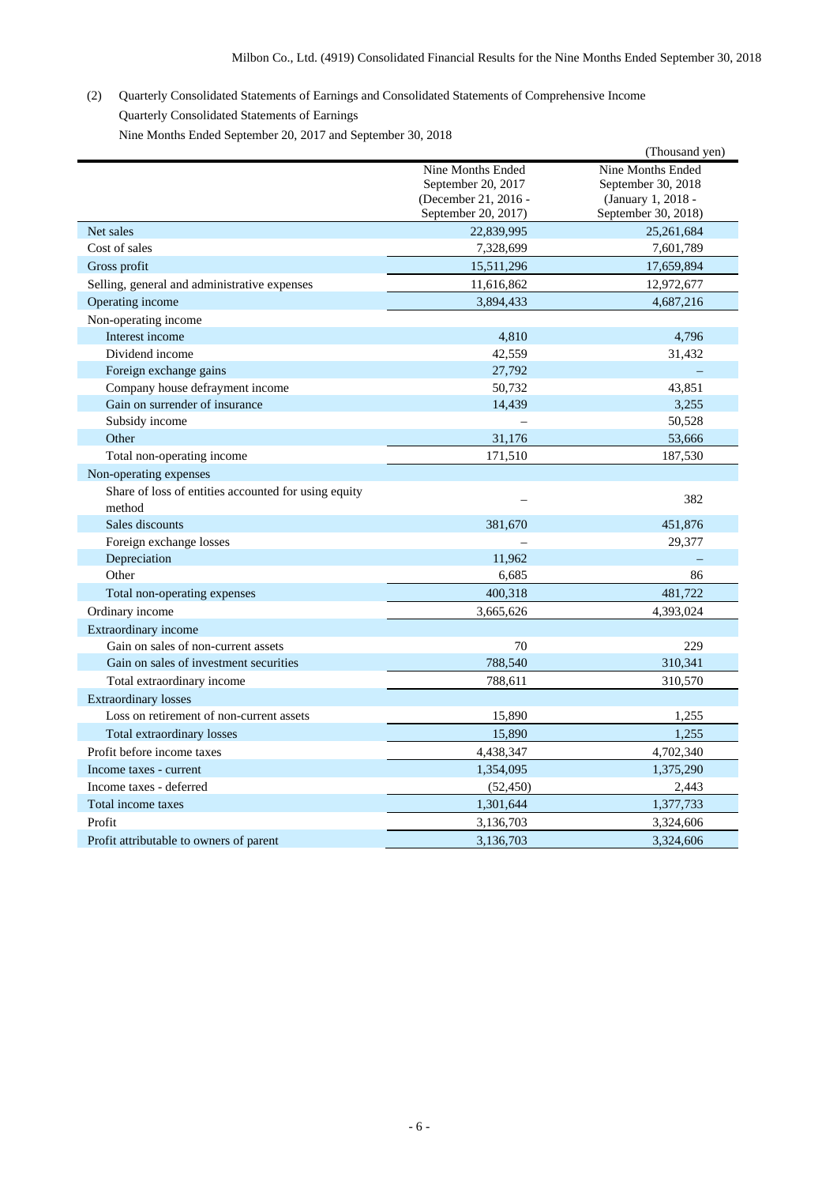(2) Quarterly Consolidated Statements of Earnings and Consolidated Statements of Comprehensive Income

Quarterly Consolidated Statements of Earnings

Nine Months Ended September 20, 2017 and September 30, 2018

(Thousand yen)

| | Nine Months Ended September 20, 2017 (December 21, 2016 - September 20, 2017) | Nine Months Ended September 30, 2018 (January 1, 2018 - September 30, 2018) |
|---|---|---|
| Net sales | 22,839,995 | 25,261,684 |
| Cost of sales | 7,328,699 | 7,601,789 |
| Gross profit | 15,511,296 | 17,659,894 |
| Selling, general and administrative expenses | 11,616,862 | 12,972,677 |
| Operating income | 3,894,433 | 4,687,216 |
| Non-operating income | | |
| Interest income | 4,810 | 4,796 |
| Dividend income | 42,559 | 31,432 |
| Foreign exchange gains | 27,792 | – |
| Company house defrayment income | 50,732 | 43,851 |
| Gain on surrender of insurance | 14,439 | 3,255 |
| Subsidy income | – | 50,528 |
| Other | 31,176 | 53,666 |
| Total non-operating income | 171,510 | 187,530 |
| Non-operating expenses | | |
| Share of loss of entities accounted for using equity method | – | 382 |
| Sales discounts | 381,670 | 451,876 |
| Foreign exchange losses | – | 29,377 |
| Depreciation | 11,962 | – |
| Other | 6,685 | 86 |
| Total non-operating expenses | 400,318 | 481,722 |
| Ordinary income | 3,665,626 | 4,393,024 |
| Extraordinary income | | |
| Gain on sales of non-current assets | 70 | 229 |
| Gain on sales of investment securities | 788,540 | 310,341 |
| Total extraordinary income | 788,611 | 310,570 |
| Extraordinary losses | | |
| Loss on retirement of non-current assets | 15,890 | 1,255 |
| Total extraordinary losses | 15,890 | 1,255 |
| Profit before income taxes | 4,438,347 | 4,702,340 |
| Income taxes - current | 1,354,095 | 1,375,290 |
| Income taxes - deferred | (52,450) | 2,443 |
| Total income taxes | 1,301,644 | 1,377,733 |
| Profit | 3,136,703 | 3,324,606 |
| Profit attributable to owners of parent | 3,136,703 | 3,324,606 |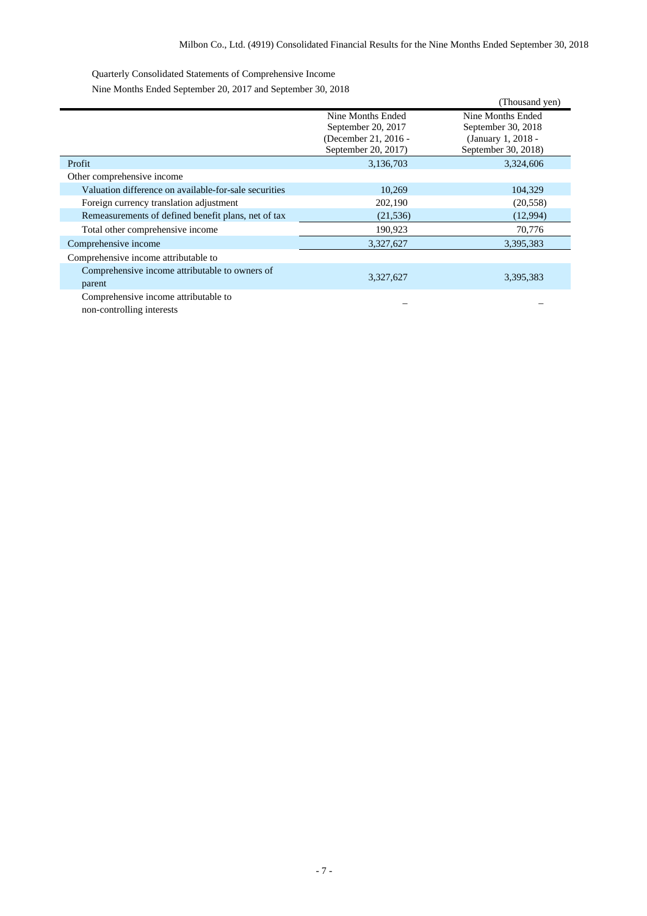Quarterly Consolidated Statements of Comprehensive Income

Nine Months Ended September 20, 2017 and September 30, 2018

(Thousand yen)

| | Nine Months Ended September 20, 2017 (December 21, 2016 - September 20, 2017) | Nine Months Ended September 30, 2018 (January 1, 2018 - September 30, 2018) |
|---|---|---|
| Profit | 3,136,703 | 3,324,606 |
| Other comprehensive income | | |
| Valuation difference on available-for-sale securities | 10,269 | 104,329 |
| Foreign currency translation adjustment | 202,190 | (20,558) |
| Remeasurements of defined benefit plans, net of tax | (21,536) | (12,994) |
| Total other comprehensive income | 190,923 | 70,776 |
| Comprehensive income | 3,327,627 | 3,395,383 |
| Comprehensive income attributable to | | |
| Comprehensive income attributable to owners of parent | 3,327,627 | 3,395,383 |
| Comprehensive income attributable to non-controlling interests | – | – |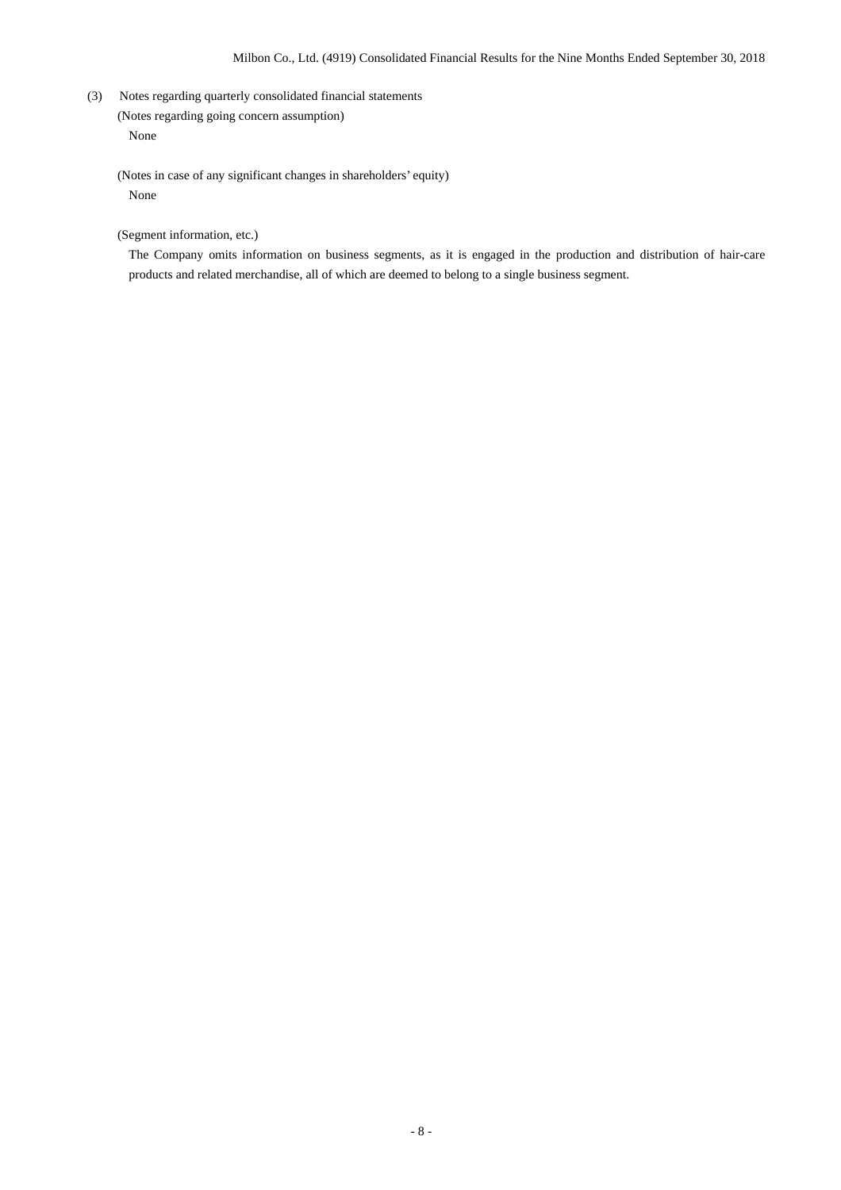### (3) Notes regarding quarterly consolidated financial statements

(Notes regarding going concern assumption)

None

(Notes in case of any significant changes in shareholders' equity)

None

(Segment information, etc.)

The Company omits information on business segments, as it is engaged in the production and distribution of hair-care products and related merchandise, all of which are deemed to belong to a single business segment.